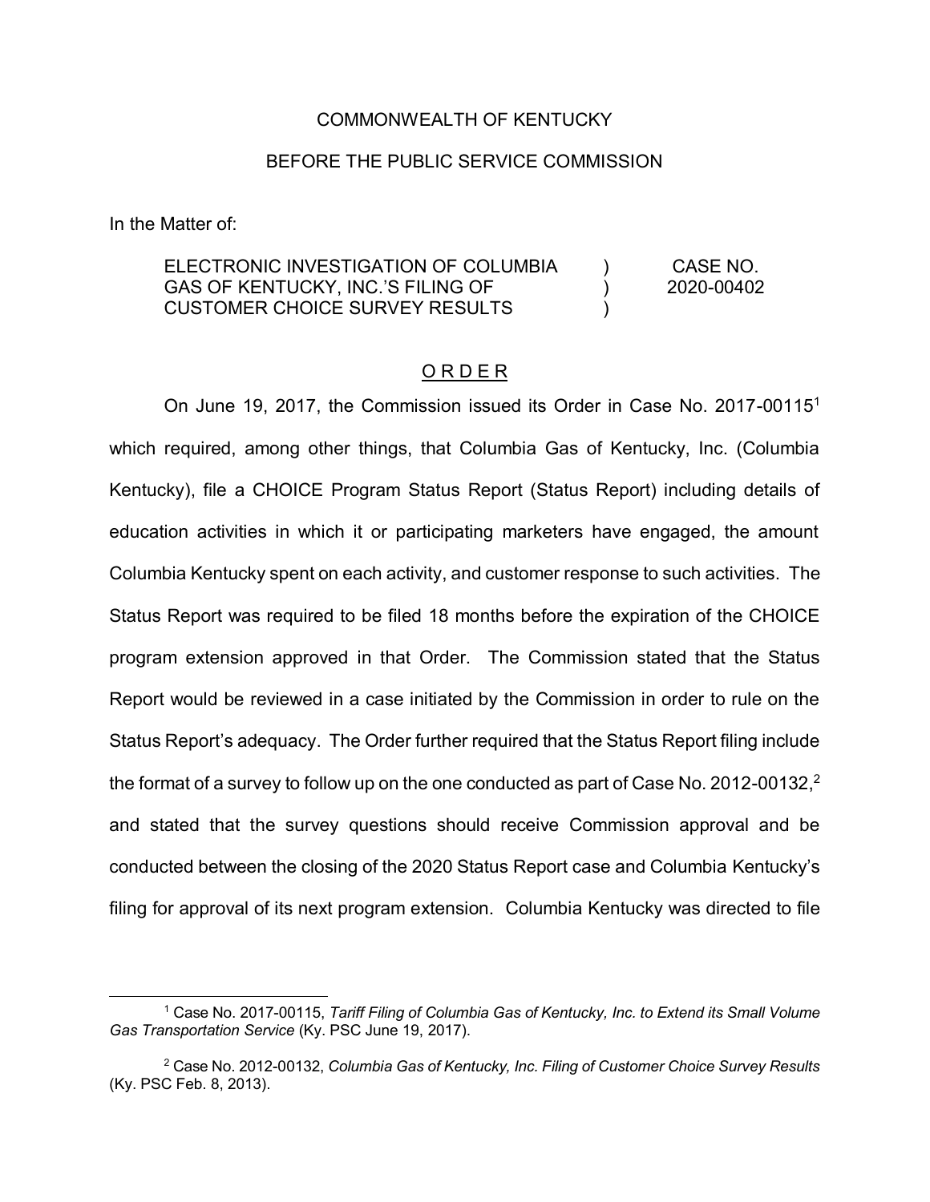COMMONWEALTH OF KENTUCKY

BEFORE THE PUBLIC SERVICE COMMISSION

In the Matter of:

| | | |
|---|---|---|
| ELECTRONIC INVESTIGATION OF COLUMBIA GAS OF KENTUCKY, INC.'S FILING OF CUSTOMER CHOICE SURVEY RESULTS | ) ) ) | CASE NO. 2020-00402 |

O R D E R

On June 19, 2017, the Commission issued its Order in Case No. 2017-00115[1] which required, among other things, that Columbia Gas of Kentucky, Inc. (Columbia Kentucky), file a CHOICE Program Status Report (Status Report) including details of education activities in which it or participating marketers have engaged, the amount Columbia Kentucky spent on each activity, and customer response to such activities. The Status Report was required to be filed 18 months before the expiration of the CHOICE program extension approved in that Order. The Commission stated that the Status Report would be reviewed in a case initiated by the Commission in order to rule on the Status Report's adequacy. The Order further required that the Status Report filing include the format of a survey to follow up on the one conducted as part of Case No. 2012-00132,[2] and stated that the survey questions should receive Commission approval and be conducted between the closing of the 2020 Status Report case and Columbia Kentucky's filing for approval of its next program extension. Columbia Kentucky was directed to file

[1] Case No. 2017-00115, *Tariff Filing of Columbia Gas of Kentucky, Inc. to Extend its Small Volume Gas Transportation Service* (Ky. PSC June 19, 2017).

[2] Case No. 2012-00132, *Columbia Gas of Kentucky, Inc. Filing of Customer Choice Survey Results* (Ky. PSC Feb. 8, 2013).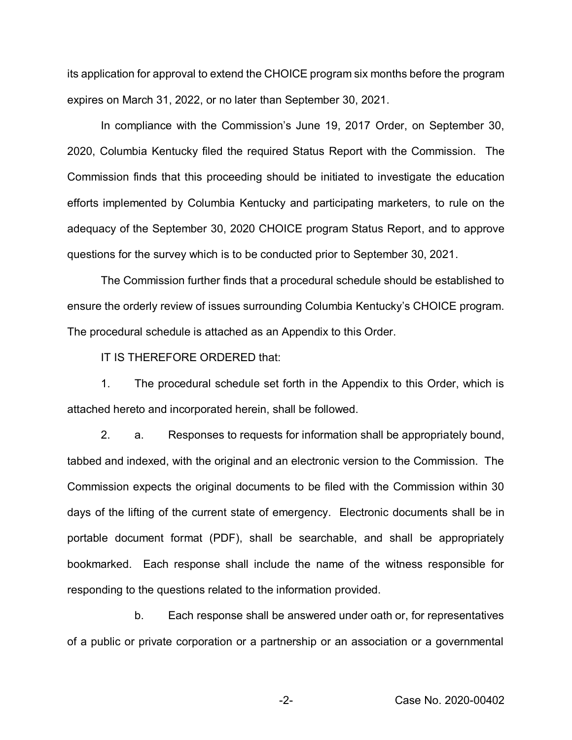its application for approval to extend the CHOICE program six months before the program expires on March 31, 2022, or no later than September 30, 2021.

In compliance with the Commission's June 19, 2017 Order, on September 30, 2020, Columbia Kentucky filed the required Status Report with the Commission. The Commission finds that this proceeding should be initiated to investigate the education efforts implemented by Columbia Kentucky and participating marketers, to rule on the adequacy of the September 30, 2020 CHOICE program Status Report, and to approve questions for the survey which is to be conducted prior to September 30, 2021.

The Commission further finds that a procedural schedule should be established to ensure the orderly review of issues surrounding Columbia Kentucky's CHOICE program. The procedural schedule is attached as an Appendix to this Order.

IT IS THEREFORE ORDERED that:

1. The procedural schedule set forth in the Appendix to this Order, which is attached hereto and incorporated herein, shall be followed.

2. a. Responses to requests for information shall be appropriately bound, tabbed and indexed, with the original and an electronic version to the Commission. The Commission expects the original documents to be filed with the Commission within 30 days of the lifting of the current state of emergency. Electronic documents shall be in portable document format (PDF), shall be searchable, and shall be appropriately bookmarked. Each response shall include the name of the witness responsible for responding to the questions related to the information provided.

b. Each response shall be answered under oath or, for representatives of a public or private corporation or a partnership or an association or a governmental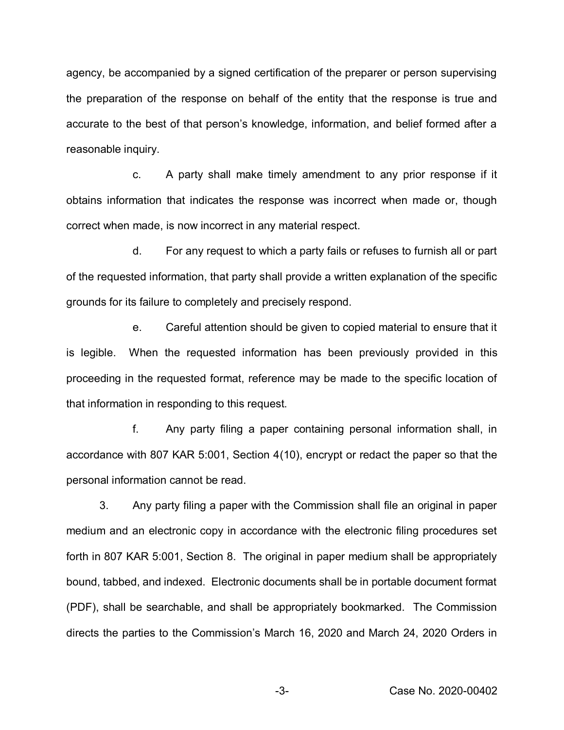agency, be accompanied by a signed certification of the preparer or person supervising the preparation of the response on behalf of the entity that the response is true and accurate to the best of that person's knowledge, information, and belief formed after a reasonable inquiry.

c. A party shall make timely amendment to any prior response if it obtains information that indicates the response was incorrect when made or, though correct when made, is now incorrect in any material respect.

d. For any request to which a party fails or refuses to furnish all or part of the requested information, that party shall provide a written explanation of the specific grounds for its failure to completely and precisely respond.

e. Careful attention should be given to copied material to ensure that it is legible. When the requested information has been previously provided in this proceeding in the requested format, reference may be made to the specific location of that information in responding to this request.

f. Any party filing a paper containing personal information shall, in accordance with 807 KAR 5:001, Section 4(10), encrypt or redact the paper so that the personal information cannot be read.

3. Any party filing a paper with the Commission shall file an original in paper medium and an electronic copy in accordance with the electronic filing procedures set forth in 807 KAR 5:001, Section 8. The original in paper medium shall be appropriately bound, tabbed, and indexed. Electronic documents shall be in portable document format (PDF), shall be searchable, and shall be appropriately bookmarked. The Commission directs the parties to the Commission's March 16, 2020 and March 24, 2020 Orders in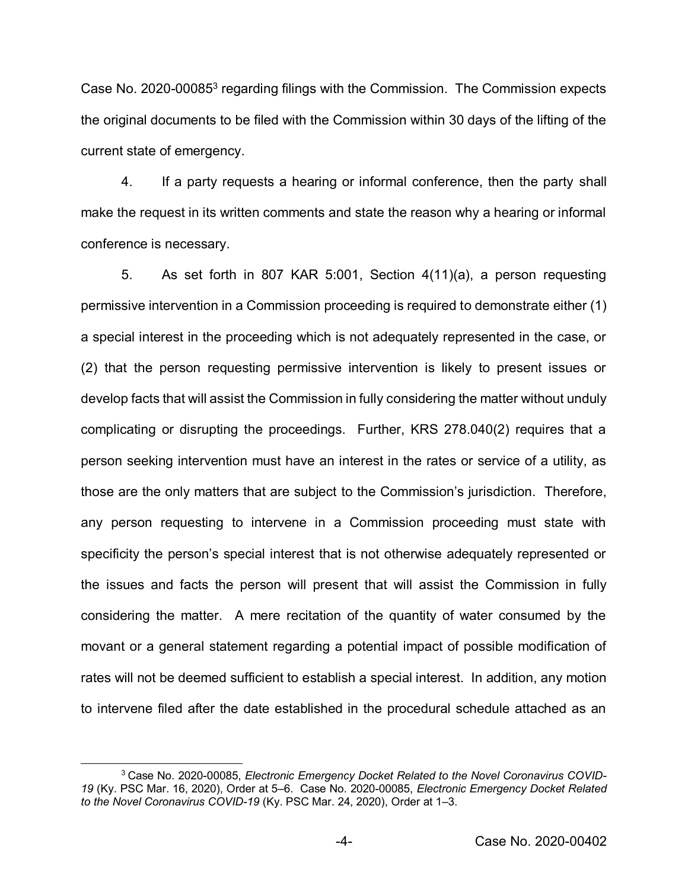Case No. 2020-00085[3] regarding filings with the Commission. The Commission expects the original documents to be filed with the Commission within 30 days of the lifting of the current state of emergency.

4. If a party requests a hearing or informal conference, then the party shall make the request in its written comments and state the reason why a hearing or informal conference is necessary.

5. As set forth in 807 KAR 5:001, Section 4(11)(a), a person requesting permissive intervention in a Commission proceeding is required to demonstrate either (1) a special interest in the proceeding which is not adequately represented in the case, or (2) that the person requesting permissive intervention is likely to present issues or develop facts that will assist the Commission in fully considering the matter without unduly complicating or disrupting the proceedings. Further, KRS 278.040(2) requires that a person seeking intervention must have an interest in the rates or service of a utility, as those are the only matters that are subject to the Commission's jurisdiction. Therefore, any person requesting to intervene in a Commission proceeding must state with specificity the person's special interest that is not otherwise adequately represented or the issues and facts the person will present that will assist the Commission in fully considering the matter. A mere recitation of the quantity of water consumed by the movant or a general statement regarding a potential impact of possible modification of rates will not be deemed sufficient to establish a special interest. In addition, any motion to intervene filed after the date established in the procedural schedule attached as an

[3] Case No. 2020-00085, *Electronic Emergency Docket Related to the Novel Coronavirus COVID-19* (Ky. PSC Mar. 16, 2020), Order at 5–6. Case No. 2020-00085, *Electronic Emergency Docket Related to the Novel Coronavirus COVID-19* (Ky. PSC Mar. 24, 2020), Order at 1–3.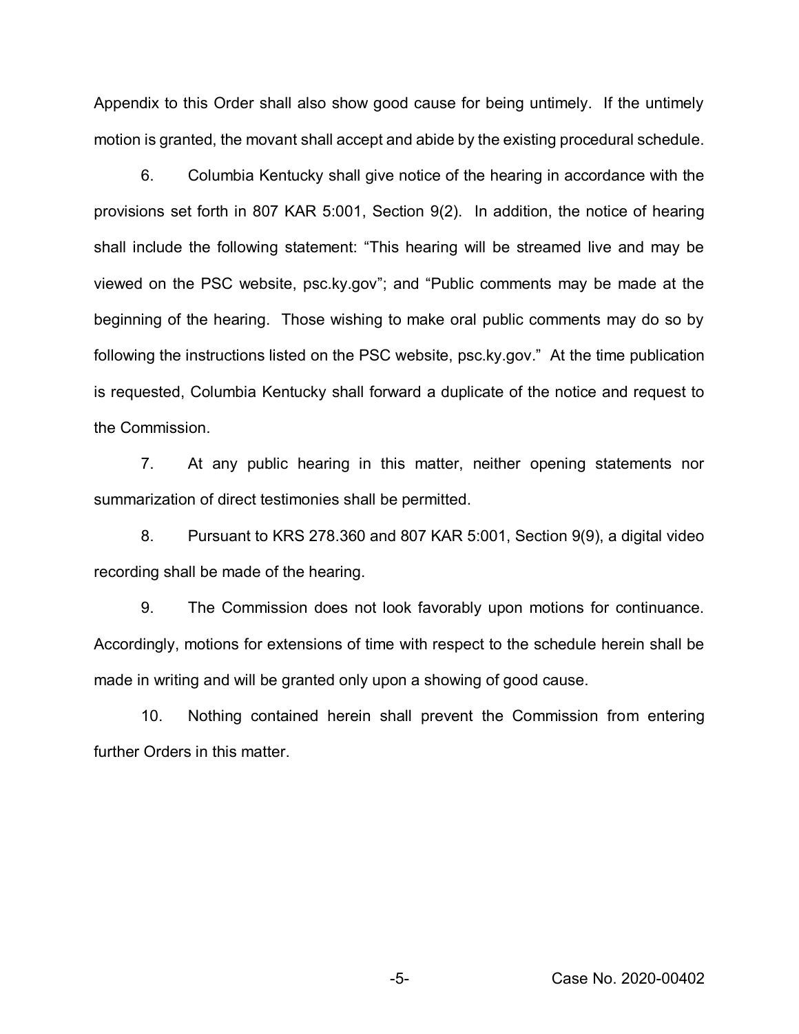Appendix to this Order shall also show good cause for being untimely. If the untimely motion is granted, the movant shall accept and abide by the existing procedural schedule.

6. Columbia Kentucky shall give notice of the hearing in accordance with the provisions set forth in 807 KAR 5:001, Section 9(2). In addition, the notice of hearing shall include the following statement: "This hearing will be streamed live and may be viewed on the PSC website, psc.ky.gov"; and "Public comments may be made at the beginning of the hearing. Those wishing to make oral public comments may do so by following the instructions listed on the PSC website, psc.ky.gov." At the time publication is requested, Columbia Kentucky shall forward a duplicate of the notice and request to the Commission.

7. At any public hearing in this matter, neither opening statements nor summarization of direct testimonies shall be permitted.

8. Pursuant to KRS 278.360 and 807 KAR 5:001, Section 9(9), a digital video recording shall be made of the hearing.

9. The Commission does not look favorably upon motions for continuance. Accordingly, motions for extensions of time with respect to the schedule herein shall be made in writing and will be granted only upon a showing of good cause.

10. Nothing contained herein shall prevent the Commission from entering further Orders in this matter.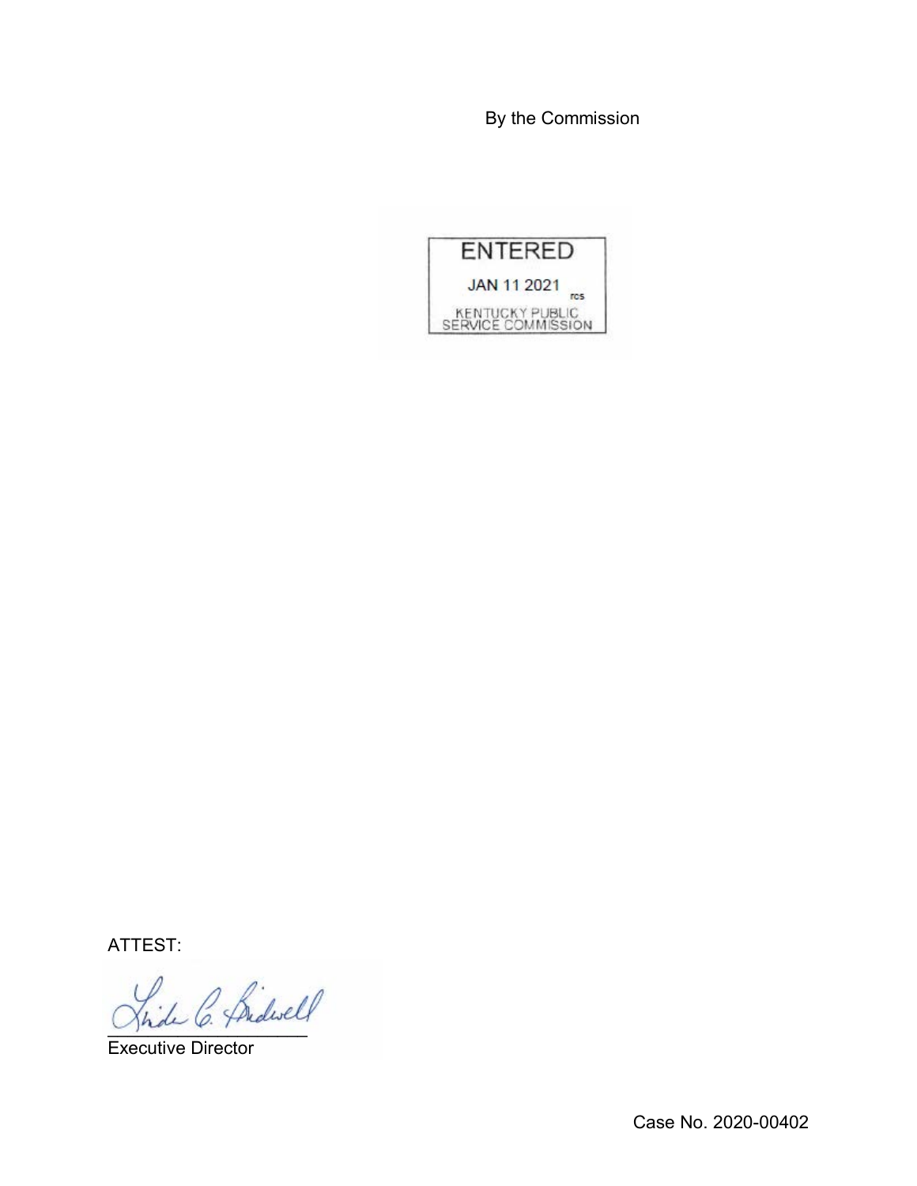By the Commission

ENTERED

JAN 11 2021

rcs

KENTUCKY PUBLIC SERVICE COMMISSION

ATTEST:

Executive Director

Case No. 2020-00402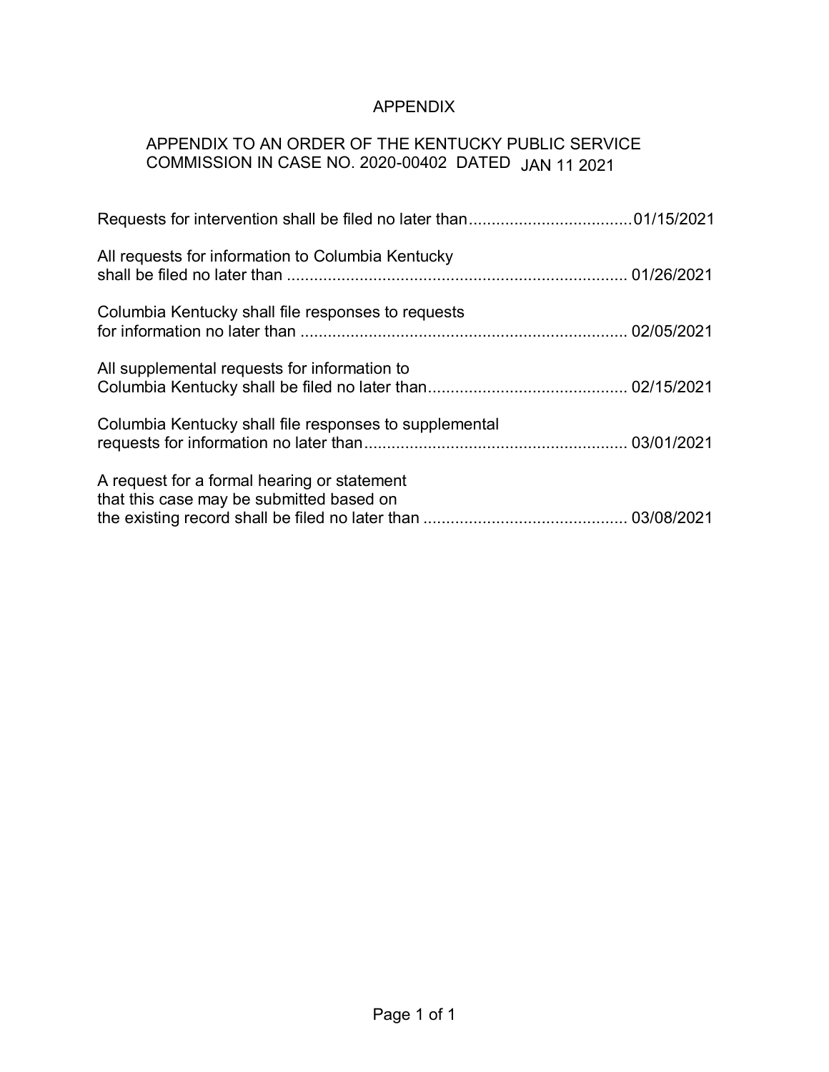# APPENDIX

APPENDIX TO AN ORDER OF THE KENTUCKY PUBLIC SERVICE COMMISSION IN CASE NO. 2020-00402 DATED JAN 11 2021

Requests for intervention shall be filed no later than....................................01/15/2021

All requests for information to Columbia Kentucky shall be filed no later than .......................................................................... 01/26/2021

Columbia Kentucky shall file responses to requests for information no later than ....................................................................... 02/05/2021

All supplemental requests for information to Columbia Kentucky shall be filed no later than........................................... 02/15/2021

Columbia Kentucky shall file responses to supplemental requests for information no later than......................................................... 03/01/2021

A request for a formal hearing or statement that this case may be submitted based on the existing record shall be filed no later than ............................................ 03/08/2021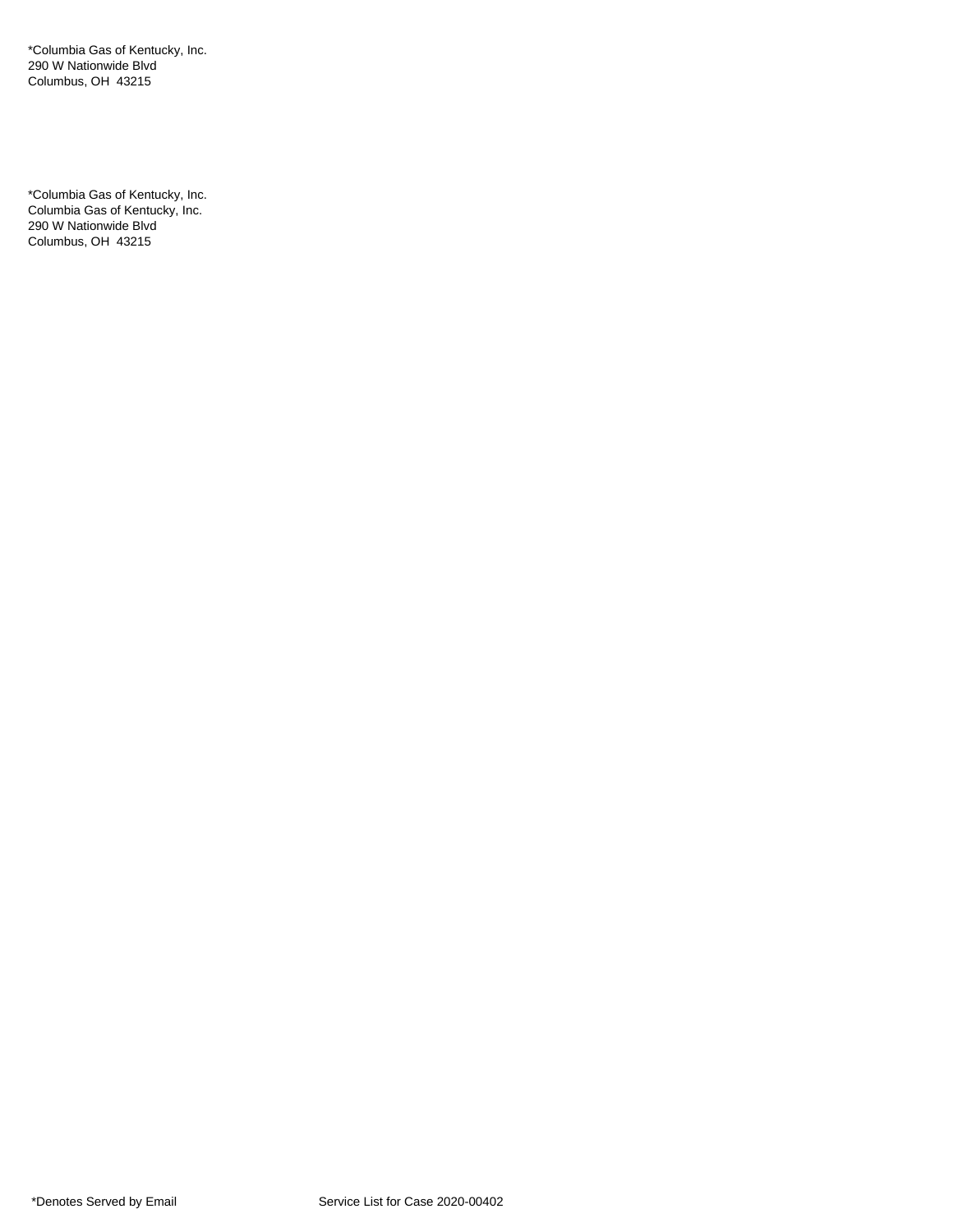*Columbia Gas of Kentucky, Inc.
290 W Nationwide Blvd
Columbus, OH 43215

*Columbia Gas of Kentucky, Inc.
Columbia Gas of Kentucky, Inc.
290 W Nationwide Blvd
Columbus, OH 43215

*Denotes Served by Email

Service List for Case 2020-00402